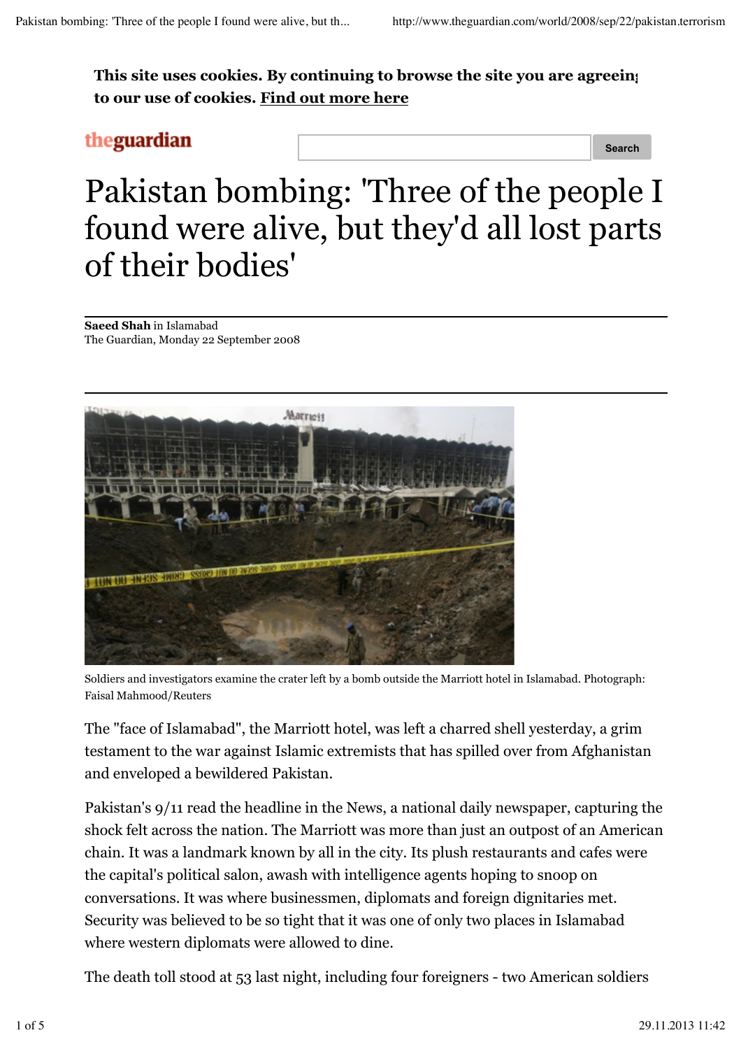This site uses cookies. By continuing to browse the site you are agreeing to our use of cookies. Find out more here

theguardian

Search

# Pakistan bombing: 'Three of the people I found were alive, but they'd all lost parts of their bodies'

**Saeed Shah** in Islamabad
The Guardian, Monday 22 September 2008

Soldiers and investigators examine the crater left by a bomb outside the Marriott hotel in Islamabad. Photograph: Faisal Mahmood/Reuters

The "face of Islamabad", the Marriott hotel, was left a charred shell yesterday, a grim testament to the war against Islamic extremists that has spilled over from Afghanistan and enveloped a bewildered Pakistan.

Pakistan's 9/11 read the headline in the News, a national daily newspaper, capturing the shock felt across the nation. The Marriott was more than just an outpost of an American chain. It was a landmark known by all in the city. Its plush restaurants and cafes were the capital's political salon, awash with intelligence agents hoping to snoop on conversations. It was where businessmen, diplomats and foreign dignitaries met. Security was believed to be so tight that it was one of only two places in Islamabad where western diplomats were allowed to dine.

The death toll stood at 53 last night, including four foreigners - two American soldiers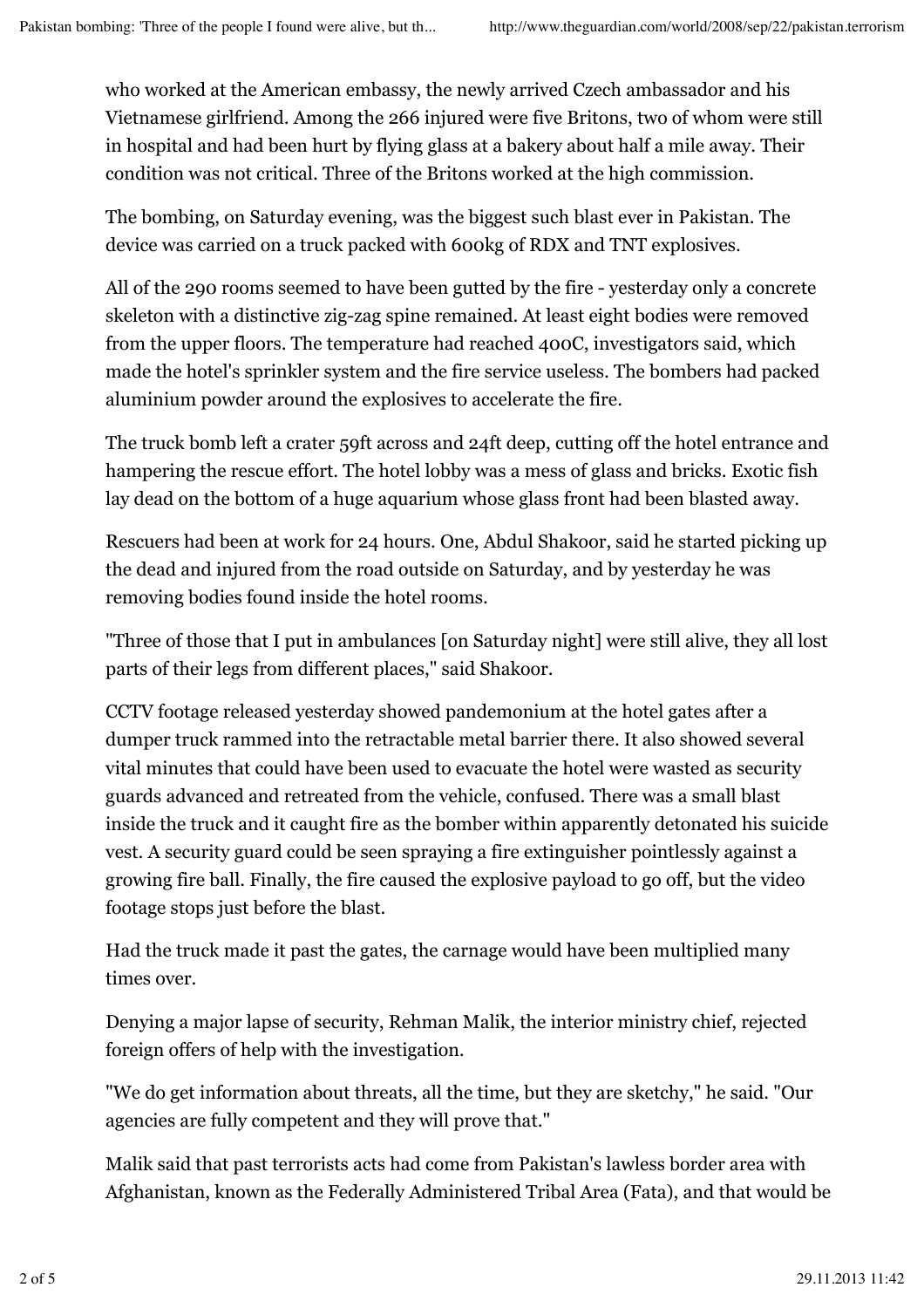who worked at the American embassy, the newly arrived Czech ambassador and his Vietnamese girlfriend. Among the 266 injured were five Britons, two of whom were still in hospital and had been hurt by flying glass at a bakery about half a mile away. Their condition was not critical. Three of the Britons worked at the high commission.

The bombing, on Saturday evening, was the biggest such blast ever in Pakistan. The device was carried on a truck packed with 600kg of RDX and TNT explosives.

All of the 290 rooms seemed to have been gutted by the fire - yesterday only a concrete skeleton with a distinctive zig-zag spine remained. At least eight bodies were removed from the upper floors. The temperature had reached 400C, investigators said, which made the hotel's sprinkler system and the fire service useless. The bombers had packed aluminium powder around the explosives to accelerate the fire.

The truck bomb left a crater 59ft across and 24ft deep, cutting off the hotel entrance and hampering the rescue effort. The hotel lobby was a mess of glass and bricks. Exotic fish lay dead on the bottom of a huge aquarium whose glass front had been blasted away.

Rescuers had been at work for 24 hours. One, Abdul Shakoor, said he started picking up the dead and injured from the road outside on Saturday, and by yesterday he was removing bodies found inside the hotel rooms.

"Three of those that I put in ambulances [on Saturday night] were still alive, they all lost parts of their legs from different places," said Shakoor.

CCTV footage released yesterday showed pandemonium at the hotel gates after a dumper truck rammed into the retractable metal barrier there. It also showed several vital minutes that could have been used to evacuate the hotel were wasted as security guards advanced and retreated from the vehicle, confused. There was a small blast inside the truck and it caught fire as the bomber within apparently detonated his suicide vest. A security guard could be seen spraying a fire extinguisher pointlessly against a growing fire ball. Finally, the fire caused the explosive payload to go off, but the video footage stops just before the blast.

Had the truck made it past the gates, the carnage would have been multiplied many times over.

Denying a major lapse of security, Rehman Malik, the interior ministry chief, rejected foreign offers of help with the investigation.

"We do get information about threats, all the time, but they are sketchy," he said. "Our agencies are fully competent and they will prove that."

Malik said that past terrorists acts had come from Pakistan's lawless border area with Afghanistan, known as the Federally Administered Tribal Area (Fata), and that would be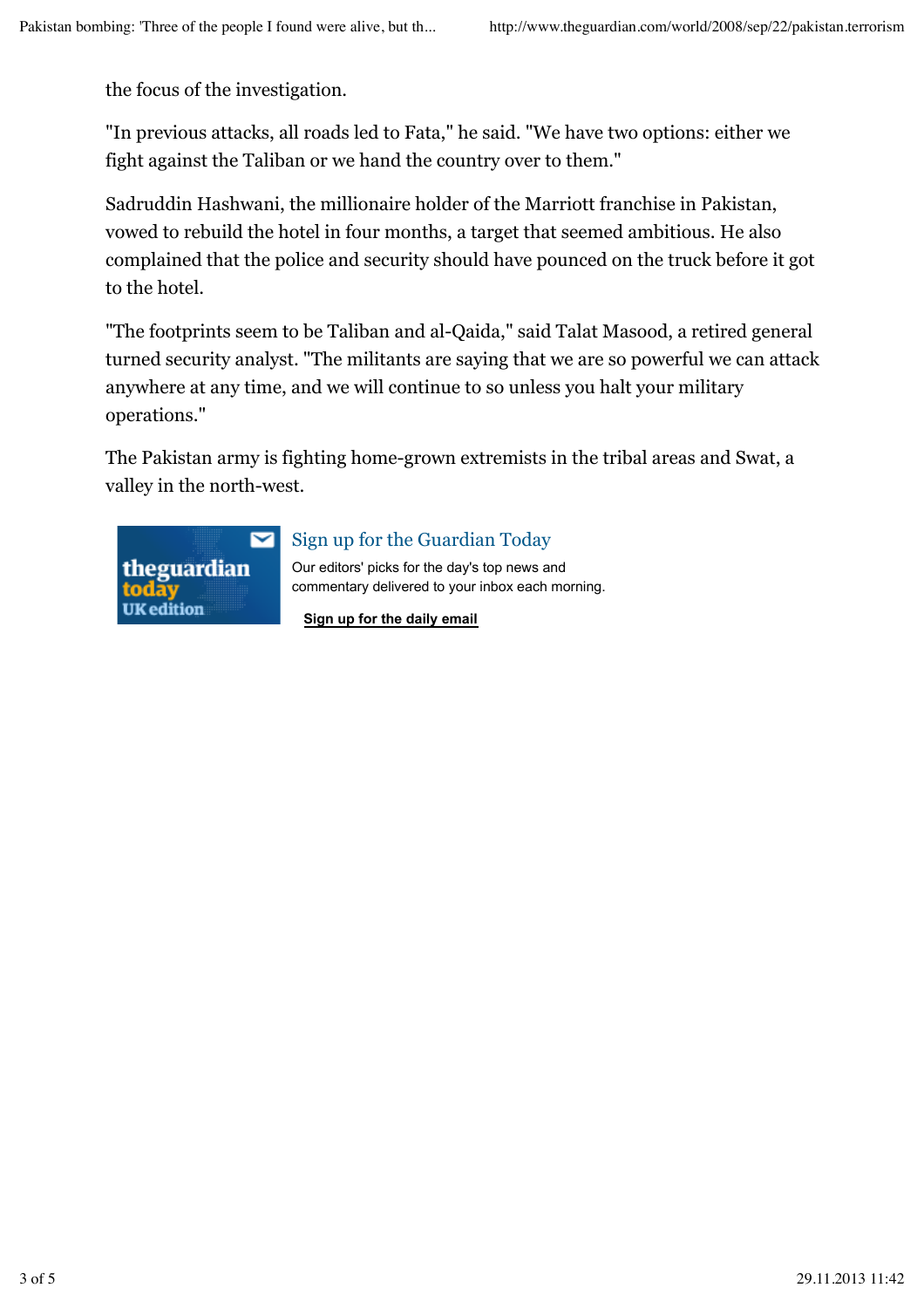the focus of the investigation.

"In previous attacks, all roads led to Fata," he said. "We have two options: either we fight against the Taliban or we hand the country over to them."

Sadruddin Hashwani, the millionaire holder of the Marriott franchise in Pakistan, vowed to rebuild the hotel in four months, a target that seemed ambitious. He also complained that the police and security should have pounced on the truck before it got to the hotel.

"The footprints seem to be Taliban and al-Qaida," said Talat Masood, a retired general turned security analyst. "The militants are saying that we are so powerful we can attack anywhere at any time, and we will continue to so unless you halt your military operations."

The Pakistan army is fighting home-grown extremists in the tribal areas and Swat, a valley in the north-west.

theguardian today UK edition

Sign up for the Guardian Today

Our editors' picks for the day's top news and commentary delivered to your inbox each morning.

**Sign up for the daily email**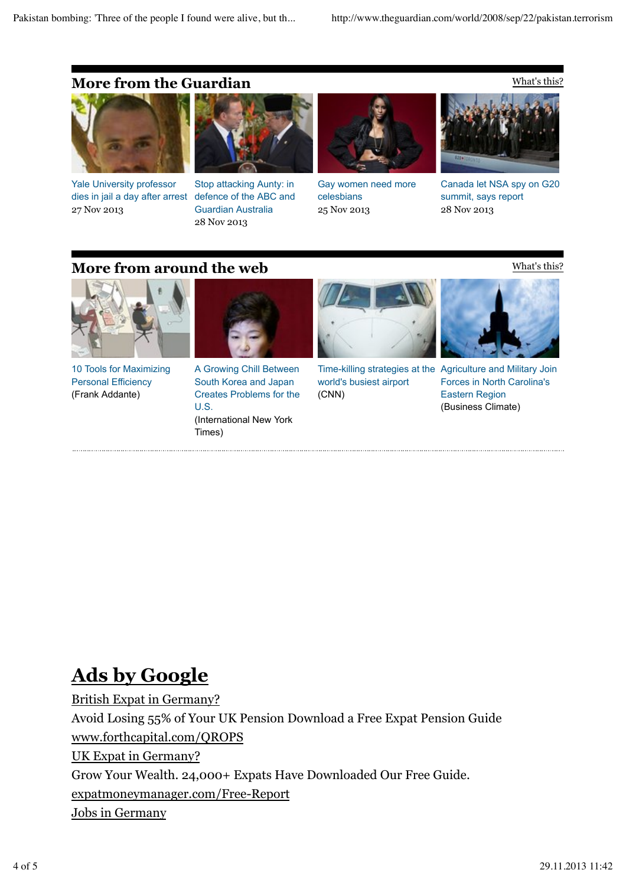## More from the Guardian

What's this?

Yale University professor dies in jail a day after arrest
27 Nov 2013

Stop attacking Aunty: in defence of the ABC and Guardian Australia
28 Nov 2013

Gay women need more celesbians
25 Nov 2013

Canada let NSA spy on G20 summit, says report
28 Nov 2013

## More from around the web

What's this?

10 Tools for Maximizing Personal Efficiency
(Frank Addante)

A Growing Chill Between South Korea and Japan Creates Problems for the U.S.
(International New York Times)

Time-killing strategies at the world's busiest airport
(CNN)

Agriculture and Military Join Forces in North Carolina's Eastern Region
(Business Climate)

# Ads by Google

British Expat in Germany?

Avoid Losing 55% of Your UK Pension Download a Free Expat Pension Guide

www.forthcapital.com/QROPS

UK Expat in Germany?

Grow Your Wealth. 24,000+ Expats Have Downloaded Our Free Guide.

expatmoneymanager.com/Free-Report

Jobs in Germany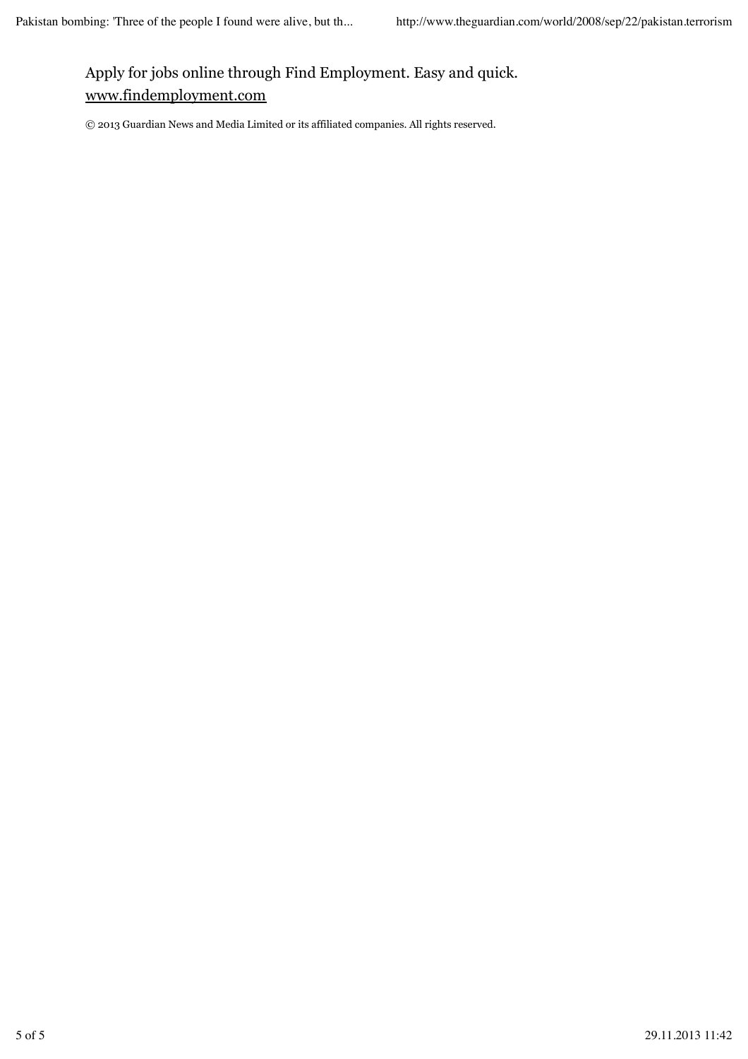Apply for jobs online through Find Employment. Easy and quick.
[www.findemployment.com](http://www.findemployment.com)

© 2013 Guardian News and Media Limited or its affiliated companies. All rights reserved.